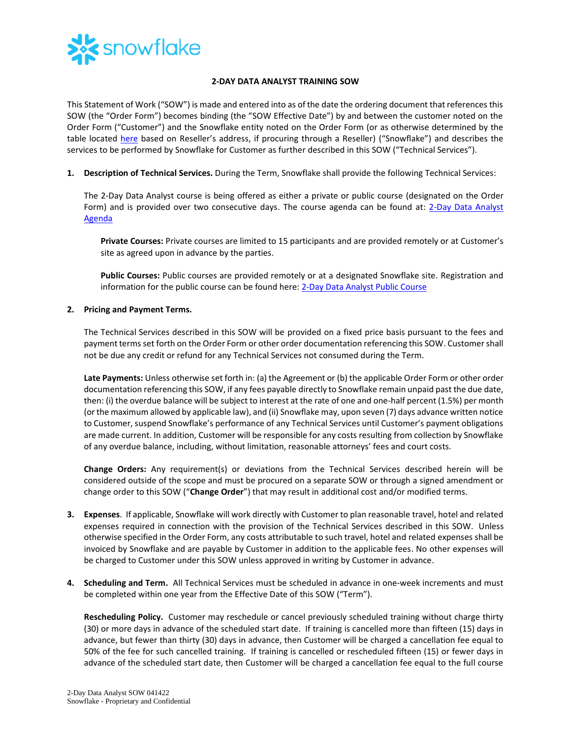# 2-DAY DATA ANALYST TRAINING SOW

This Statement of Work ("SOW") is made and entered into as of the date the ordering document that references this SOW (the "Order Form") becomes binding (the "SOW Effective Date") by and between the customer noted on the Order Form ("Customer") and the Snowflake entity noted on the Order Form (or as otherwise determined by the table located here based on Reseller's address, if procuring through a Reseller) ("Snowflake") and describes the services to be performed by Snowflake for Customer as further described in this SOW ("Technical Services").

**1. Description of Technical Services.** During the Term, Snowflake shall provide the following Technical Services:

The 2-Day Data Analyst course is being offered as either a private or public course (designated on the Order Form) and is provided over two consecutive days. The course agenda can be found at: 2-Day Data Analyst Agenda

**Private Courses:** Private courses are limited to 15 participants and are provided remotely or at Customer's site as agreed upon in advance by the parties.

**Public Courses:** Public courses are provided remotely or at a designated Snowflake site. Registration and information for the public course can be found here: 2-Day Data Analyst Public Course

**2. Pricing and Payment Terms.**

The Technical Services described in this SOW will be provided on a fixed price basis pursuant to the fees and payment terms set forth on the Order Form or other order documentation referencing this SOW. Customer shall not be due any credit or refund for any Technical Services not consumed during the Term.

**Late Payments:** Unless otherwise set forth in: (a) the Agreement or (b) the applicable Order Form or other order documentation referencing this SOW, if any fees payable directly to Snowflake remain unpaid past the due date, then: (i) the overdue balance will be subject to interest at the rate of one and one-half percent (1.5%) per month (or the maximum allowed by applicable law), and (ii) Snowflake may, upon seven (7) days advance written notice to Customer, suspend Snowflake's performance of any Technical Services until Customer's payment obligations are made current. In addition, Customer will be responsible for any costs resulting from collection by Snowflake of any overdue balance, including, without limitation, reasonable attorneys' fees and court costs.

**Change Orders:** Any requirement(s) or deviations from the Technical Services described herein will be considered outside of the scope and must be procured on a separate SOW or through a signed amendment or change order to this SOW ("**Change Order**") that may result in additional cost and/or modified terms.

**3. Expenses**. If applicable, Snowflake will work directly with Customer to plan reasonable travel, hotel and related expenses required in connection with the provision of the Technical Services described in this SOW. Unless otherwise specified in the Order Form, any costs attributable to such travel, hotel and related expenses shall be invoiced by Snowflake and are payable by Customer in addition to the applicable fees. No other expenses will be charged to Customer under this SOW unless approved in writing by Customer in advance.

**4. Scheduling and Term.** All Technical Services must be scheduled in advance in one-week increments and must be completed within one year from the Effective Date of this SOW ("Term").

**Rescheduling Policy.** Customer may reschedule or cancel previously scheduled training without charge thirty (30) or more days in advance of the scheduled start date. If training is cancelled more than fifteen (15) days in advance, but fewer than thirty (30) days in advance, then Customer will be charged a cancellation fee equal to 50% of the fee for such cancelled training. If training is cancelled or rescheduled fifteen (15) or fewer days in advance of the scheduled start date, then Customer will be charged a cancellation fee equal to the full course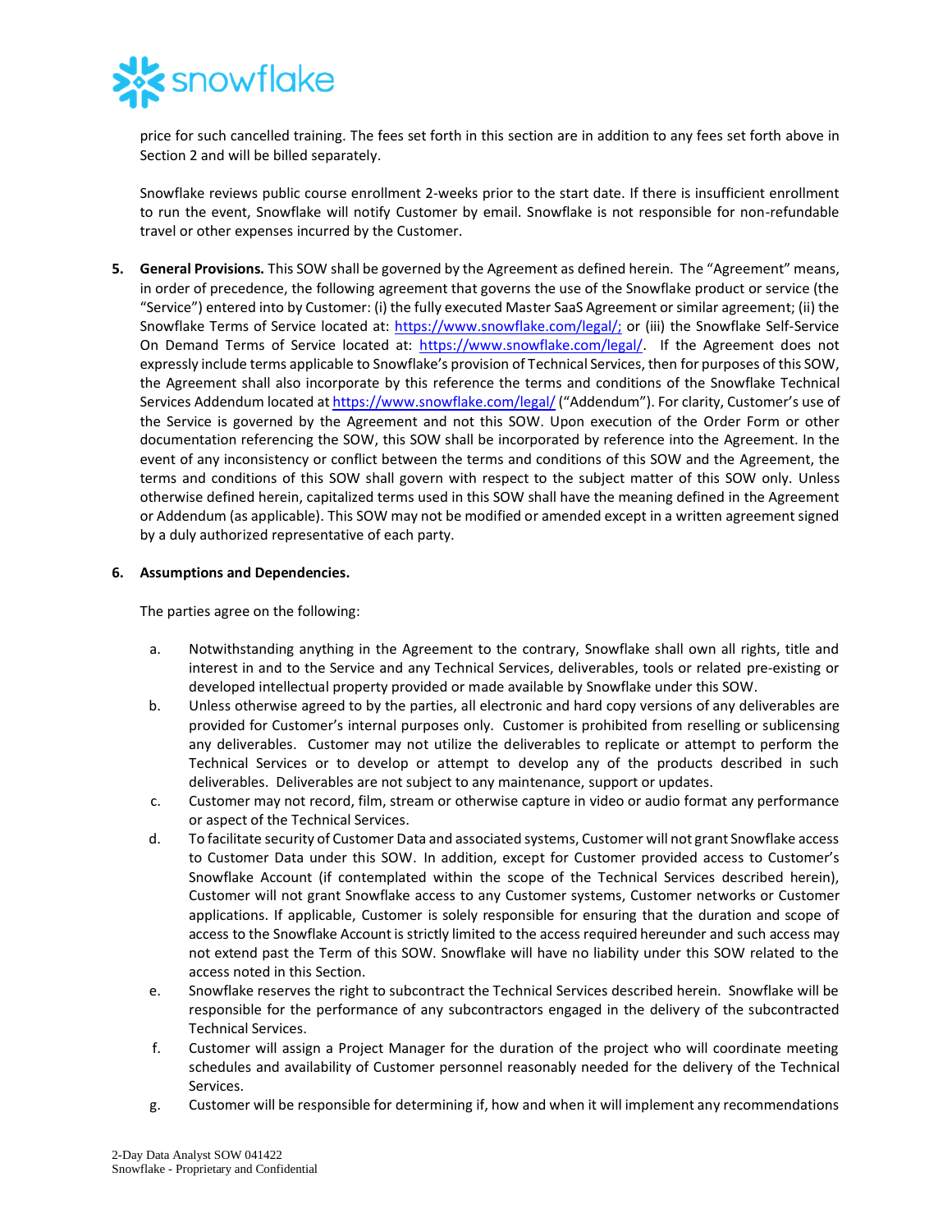price for such cancelled training. The fees set forth in this section are in addition to any fees set forth above in Section 2 and will be billed separately.

Snowflake reviews public course enrollment 2-weeks prior to the start date. If there is insufficient enrollment to run the event, Snowflake will notify Customer by email. Snowflake is not responsible for non-refundable travel or other expenses incurred by the Customer.

5. **General Provisions.** This SOW shall be governed by the Agreement as defined herein. The "Agreement" means, in order of precedence, the following agreement that governs the use of the Snowflake product or service (the "Service") entered into by Customer: (i) the fully executed Master SaaS Agreement or similar agreement; (ii) the Snowflake Terms of Service located at: https://www.snowflake.com/legal/; or (iii) the Snowflake Self-Service On Demand Terms of Service located at: https://www.snowflake.com/legal/. If the Agreement does not expressly include terms applicable to Snowflake's provision of Technical Services, then for purposes of this SOW, the Agreement shall also incorporate by this reference the terms and conditions of the Snowflake Technical Services Addendum located at https://www.snowflake.com/legal/ ("Addendum"). For clarity, Customer's use of the Service is governed by the Agreement and not this SOW. Upon execution of the Order Form or other documentation referencing the SOW, this SOW shall be incorporated by reference into the Agreement. In the event of any inconsistency or conflict between the terms and conditions of this SOW and the Agreement, the terms and conditions of this SOW shall govern with respect to the subject matter of this SOW only. Unless otherwise defined herein, capitalized terms used in this SOW shall have the meaning defined in the Agreement or Addendum (as applicable). This SOW may not be modified or amended except in a written agreement signed by a duly authorized representative of each party.

6. **Assumptions and Dependencies.**

   The parties agree on the following:

   a. Notwithstanding anything in the Agreement to the contrary, Snowflake shall own all rights, title and interest in and to the Service and any Technical Services, deliverables, tools or related pre-existing or developed intellectual property provided or made available by Snowflake under this SOW.
   b. Unless otherwise agreed to by the parties, all electronic and hard copy versions of any deliverables are provided for Customer's internal purposes only. Customer is prohibited from reselling or sublicensing any deliverables. Customer may not utilize the deliverables to replicate or attempt to perform the Technical Services or to develop or attempt to develop any of the products described in such deliverables. Deliverables are not subject to any maintenance, support or updates.
   c. Customer may not record, film, stream or otherwise capture in video or audio format any performance or aspect of the Technical Services.
   d. To facilitate security of Customer Data and associated systems, Customer will not grant Snowflake access to Customer Data under this SOW. In addition, except for Customer provided access to Customer's Snowflake Account (if contemplated within the scope of the Technical Services described herein), Customer will not grant Snowflake access to any Customer systems, Customer networks or Customer applications. If applicable, Customer is solely responsible for ensuring that the duration and scope of access to the Snowflake Account is strictly limited to the access required hereunder and such access may not extend past the Term of this SOW. Snowflake will have no liability under this SOW related to the access noted in this Section.
   e. Snowflake reserves the right to subcontract the Technical Services described herein. Snowflake will be responsible for the performance of any subcontractors engaged in the delivery of the subcontracted Technical Services.
   f. Customer will assign a Project Manager for the duration of the project who will coordinate meeting schedules and availability of Customer personnel reasonably needed for the delivery of the Technical Services.
   g. Customer will be responsible for determining if, how and when it will implement any recommendations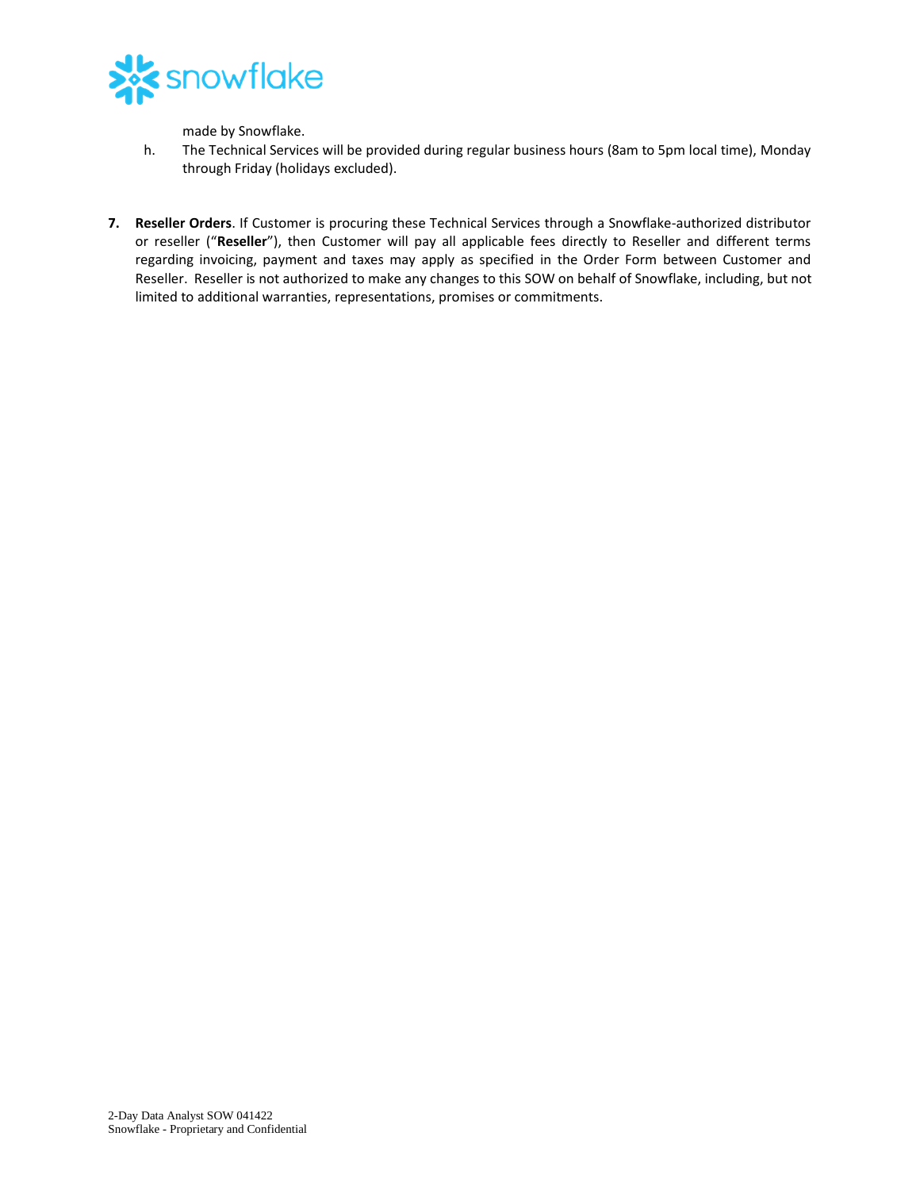made by Snowflake.

h. The Technical Services will be provided during regular business hours (8am to 5pm local time), Monday through Friday (holidays excluded).

**7. Reseller Orders**. If Customer is procuring these Technical Services through a Snowflake-authorized distributor or reseller ("**Reseller**"), then Customer will pay all applicable fees directly to Reseller and different terms regarding invoicing, payment and taxes may apply as specified in the Order Form between Customer and Reseller. Reseller is not authorized to make any changes to this SOW on behalf of Snowflake, including, but not limited to additional warranties, representations, promises or commitments.